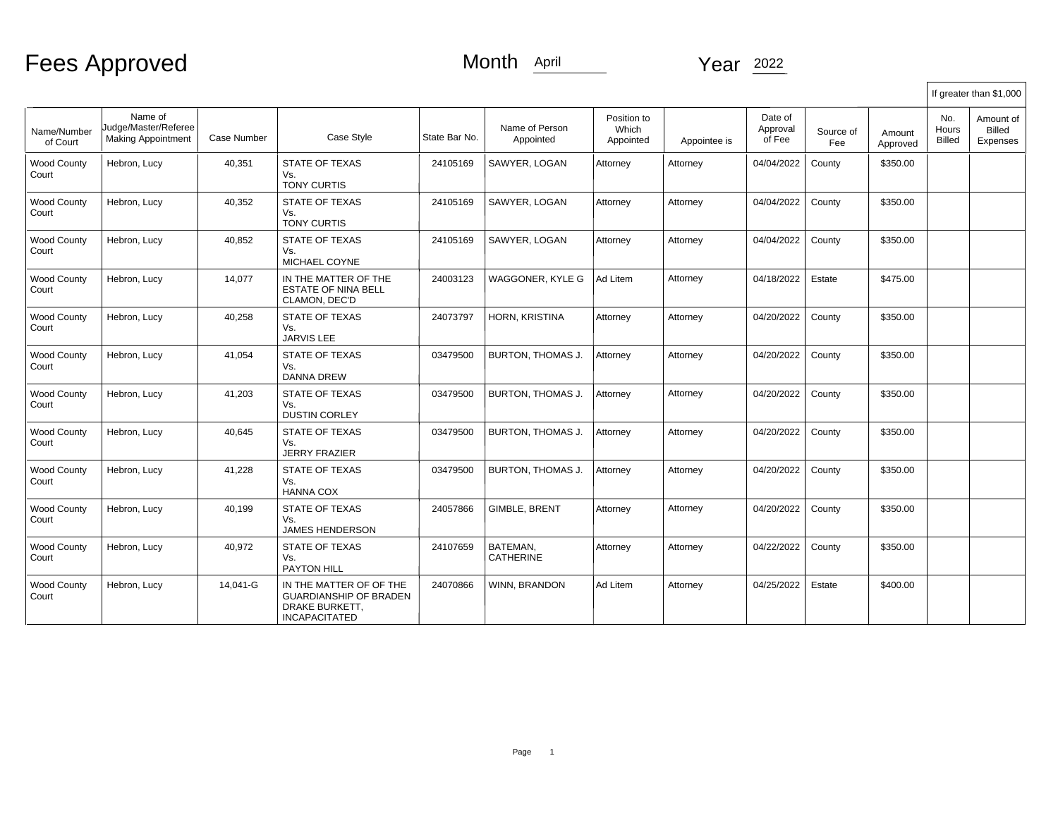# Fees Approved

Month April Year 2022

| Name/Number of Court | Name of Judge/Master/Referee Making Appointment | Case Number | Case Style | State Bar No. | Name of Person Appointed | Position to Which Appointed | Appointee is | Date of Approval of Fee | Source of Fee | Amount Approved | If greater than $1,000 No. Hours Billed | If greater than $1,000 Amount of Billed Expenses |
|---|---|---|---|---|---|---|---|---|---|---|---|---|
| Wood County Court | Hebron, Lucy | 40,351 | STATE OF TEXAS Vs. TONY CURTIS | 24105169 | SAWYER, LOGAN | Attorney | Attorney | 04/04/2022 | County | $350.00 | | |
| Wood County Court | Hebron, Lucy | 40,352 | STATE OF TEXAS Vs. TONY CURTIS | 24105169 | SAWYER, LOGAN | Attorney | Attorney | 04/04/2022 | County | $350.00 | | |
| Wood County Court | Hebron, Lucy | 40,852 | STATE OF TEXAS Vs. MICHAEL COYNE | 24105169 | SAWYER, LOGAN | Attorney | Attorney | 04/04/2022 | County | $350.00 | | |
| Wood County Court | Hebron, Lucy | 14,077 | IN THE MATTER OF THE ESTATE OF NINA BELL CLAMON, DEC'D | 24003123 | WAGGONER, KYLE G | Ad Litem | Attorney | 04/18/2022 | Estate | $475.00 | | |
| Wood County Court | Hebron, Lucy | 40,258 | STATE OF TEXAS Vs. JARVIS LEE | 24073797 | HORN, KRISTINA | Attorney | Attorney | 04/20/2022 | County | $350.00 | | |
| Wood County Court | Hebron, Lucy | 41,054 | STATE OF TEXAS Vs. DANNA DREW | 03479500 | BURTON, THOMAS J. | Attorney | Attorney | 04/20/2022 | County | $350.00 | | |
| Wood County Court | Hebron, Lucy | 41,203 | STATE OF TEXAS Vs. DUSTIN CORLEY | 03479500 | BURTON, THOMAS J. | Attorney | Attorney | 04/20/2022 | County | $350.00 | | |
| Wood County Court | Hebron, Lucy | 40,645 | STATE OF TEXAS Vs. JERRY FRAZIER | 03479500 | BURTON, THOMAS J. | Attorney | Attorney | 04/20/2022 | County | $350.00 | | |
| Wood County Court | Hebron, Lucy | 41,228 | STATE OF TEXAS Vs. HANNA COX | 03479500 | BURTON, THOMAS J. | Attorney | Attorney | 04/20/2022 | County | $350.00 | | |
| Wood County Court | Hebron, Lucy | 40,199 | STATE OF TEXAS Vs. JAMES HENDERSON | 24057866 | GIMBLE, BRENT | Attorney | Attorney | 04/20/2022 | County | $350.00 | | |
| Wood County Court | Hebron, Lucy | 40,972 | STATE OF TEXAS Vs. PAYTON HILL | 24107659 | BATEMAN, CATHERINE | Attorney | Attorney | 04/22/2022 | County | $350.00 | | |
| Wood County Court | Hebron, Lucy | 14,041-G | IN THE MATTER OF OF THE GUARDIANSHIP OF BRADEN DRAKE BURKETT, INCAPACITATED | 24070866 | WINN, BRANDON | Ad Litem | Attorney | 04/25/2022 | Estate | $400.00 | | |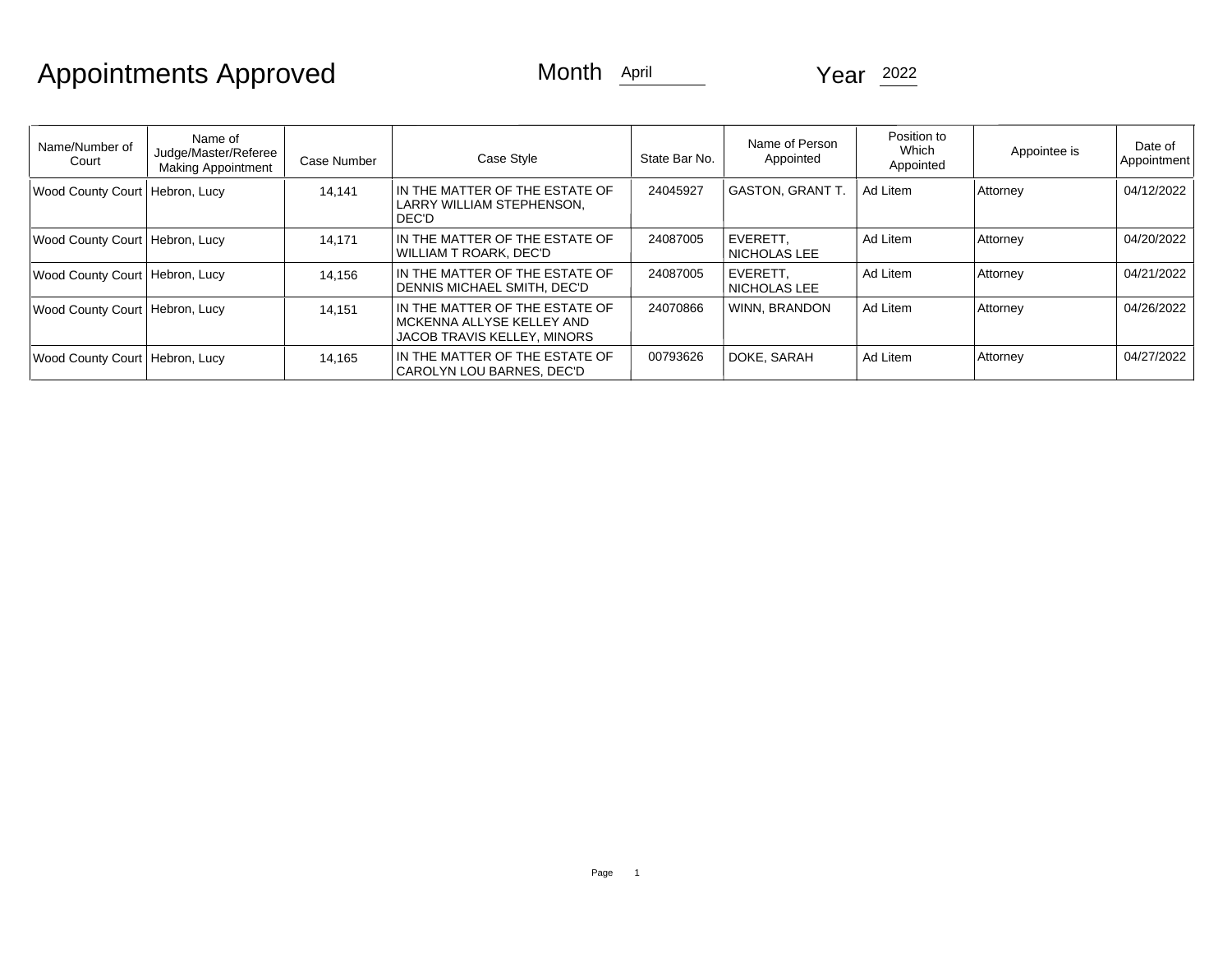# Appointments Approved

Month April

Year 2022

| Name/Number of Court | Name of Judge/Master/Referee Making Appointment | Case Number | Case Style | State Bar No. | Name of Person Appointed | Position to Which Appointed | Appointee is | Date of Appointment |
|---|---|---|---|---|---|---|---|---|
| Wood County Court | Hebron, Lucy | 14,141 | IN THE MATTER OF THE ESTATE OF LARRY WILLIAM STEPHENSON, DEC'D | 24045927 | GASTON, GRANT T. | Ad Litem | Attorney | 04/12/2022 |
| Wood County Court | Hebron, Lucy | 14,171 | IN THE MATTER OF THE ESTATE OF WILLIAM T ROARK, DEC'D | 24087005 | EVERETT, NICHOLAS LEE | Ad Litem | Attorney | 04/20/2022 |
| Wood County Court | Hebron, Lucy | 14,156 | IN THE MATTER OF THE ESTATE OF DENNIS MICHAEL SMITH, DEC'D | 24087005 | EVERETT, NICHOLAS LEE | Ad Litem | Attorney | 04/21/2022 |
| Wood County Court | Hebron, Lucy | 14,151 | IN THE MATTER OF THE ESTATE OF MCKENNA ALLYSE KELLEY AND JACOB TRAVIS KELLEY, MINORS | 24070866 | WINN, BRANDON | Ad Litem | Attorney | 04/26/2022 |
| Wood County Court | Hebron, Lucy | 14,165 | IN THE MATTER OF THE ESTATE OF CAROLYN LOU BARNES, DEC'D | 00793626 | DOKE, SARAH | Ad Litem | Attorney | 04/27/2022 |